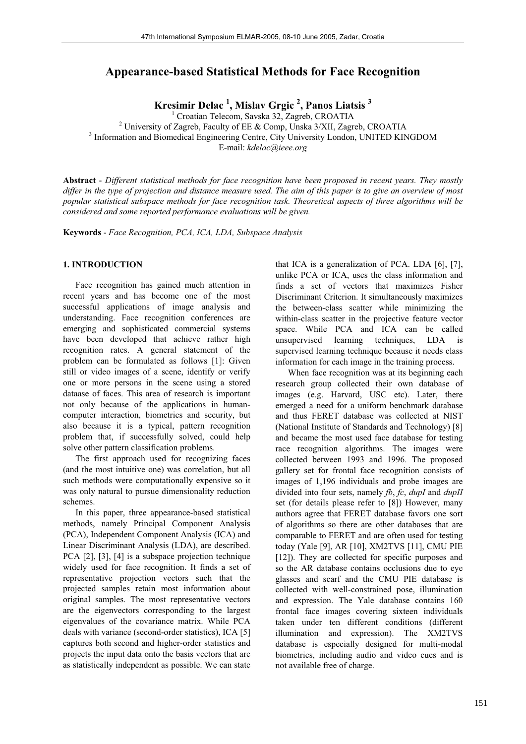# Appearance-based Statistical Methods for Face Recognition

**Kresimir Delac [1], Mislav Grgic [2], Panos Liatsis [3]**

[1] Croatian Telecom, Savska 32, Zagreb, CROATIA
[2] University of Zagreb, Faculty of EE & Comp, Unska 3/XII, Zagreb, CROATIA
[3] Information and Biomedical Engineering Centre, City University London, UNITED KINGDOM
E-mail: *kdelac@ieee.org*

**Abstract** - *Different statistical methods for face recognition have been proposed in recent years. They mostly differ in the type of projection and distance measure used. The aim of this paper is to give an overview of most popular statistical subspace methods for face recognition task. Theoretical aspects of three algorithms will be considered and some reported performance evaluations will be given.*

**Keywords** - *Face Recognition, PCA, ICA, LDA, Subspace Analysis*

## 1. INTRODUCTION

Face recognition has gained much attention in recent years and has become one of the most successful applications of image analysis and understanding. Face recognition conferences are emerging and sophisticated commercial systems have been developed that achieve rather high recognition rates. A general statement of the problem can be formulated as follows [1]: Given still or video images of a scene, identify or verify one or more persons in the scene using a stored dataase of faces. This area of research is important not only because of the applications in human-computer interaction, biometrics and security, but also because it is a typical, pattern recognition problem that, if successfully solved, could help solve other pattern classification problems.

The first approach used for recognizing faces (and the most intuitive one) was correlation, but all such methods were computationally expensive so it was only natural to pursue dimensionality reduction schemes.

In this paper, three appearance-based statistical methods, namely Principal Component Analysis (PCA), Independent Component Analysis (ICA) and Linear Discriminant Analysis (LDA), are described. PCA [2], [3], [4] is a subspace projection technique widely used for face recognition. It finds a set of representative projection vectors such that the projected samples retain most information about original samples. The most representative vectors are the eigenvectors corresponding to the largest eigenvalues of the covariance matrix. While PCA deals with variance (second-order statistics), ICA [5] captures both second and higher-order statistics and projects the input data onto the basis vectors that are as statistically independent as possible. We can state that ICA is a generalization of PCA. LDA [6], [7], unlike PCA or ICA, uses the class information and finds a set of vectors that maximizes Fisher Discriminant Criterion. It simultaneously maximizes the between-class scatter while minimizing the within-class scatter in the projective feature vector space. While PCA and ICA can be called unsupervised learning techniques, LDA is supervised learning technique because it needs class information for each image in the training process.

When face recognition was at its beginning each research group collected their own database of images (e.g. Harvard, USC etc). Later, there emerged a need for a uniform benchmark database and thus FERET database was collected at NIST (National Institute of Standards and Technology) [8] and became the most used face database for testing race recognition algorithms. The images were collected between 1993 and 1996. The proposed gallery set for frontal face recognition consists of images of 1,196 individuals and probe images are divided into four sets, namely *fb*, *fc*, *dupI* and *dupII* set (for details please refer to [8]) However, many authors agree that FERET database favors one sort of algorithms so there are other databases that are comparable to FERET and are often used for testing today (Yale [9], AR [10], XM2TVS [11], CMU PIE [12]). They are collected for specific purposes and so the AR database contains occlusions due to eye glasses and scarf and the CMU PIE database is collected with well-constrained pose, illumination and expression. The Yale database contains 160 frontal face images covering sixteen individuals taken under ten different conditions (different illumination and expression). The XM2TVS database is especially designed for multi-modal biometrics, including audio and video cues and is not available free of charge.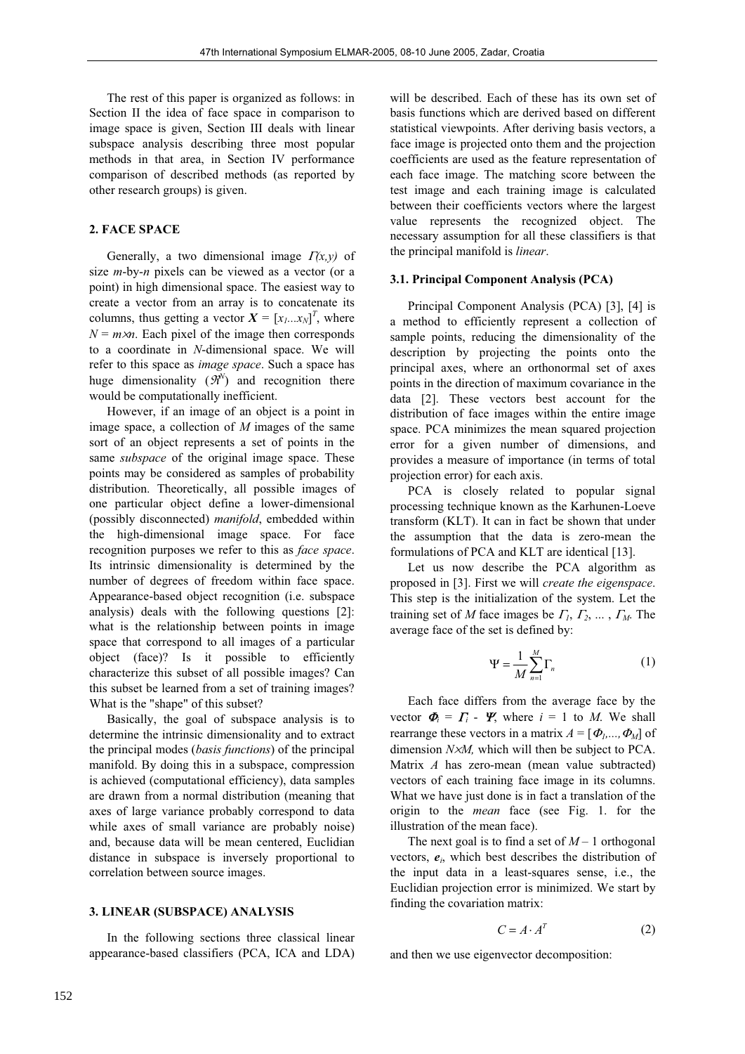The rest of this paper is organized as follows: in Section II the idea of face space in comparison to image space is given, Section III deals with linear subspace analysis describing three most popular methods in that area, in Section IV performance comparison of described methods (as reported by other research groups) is given.

## 2. FACE SPACE

Generally, a two dimensional image $\Gamma(x,y)$ of size *m*-by-*n* pixels can be viewed as a vector (or a point) in high dimensional space. The easiest way to create a vector from an array is to concatenate its columns, thus getting a vector $\boldsymbol{X} = [x_1 \ldots x_N]^T$, where $N = m \times n$. Each pixel of the image then corresponds to a coordinate in *N*-dimensional space. We will refer to this space as *image space*. Such a space has huge dimensionality ($\Re^N$) and recognition there would be computationally inefficient.

However, if an image of an object is a point in image space, a collection of *M* images of the same sort of an object represents a set of points in the same *subspace* of the original image space. These points may be considered as samples of probability distribution. Theoretically, all possible images of one particular object define a lower-dimensional (possibly disconnected) *manifold*, embedded within the high-dimensional image space. For face recognition purposes we refer to this as *face space*. Its intrinsic dimensionality is determined by the number of degrees of freedom within face space. Appearance-based object recognition (i.e. subspace analysis) deals with the following questions [2]: what is the relationship between points in image space that correspond to all images of a particular object (face)? Is it possible to efficiently characterize this subset of all possible images? Can this subset be learned from a set of training images? What is the "shape" of this subset?

Basically, the goal of subspace analysis is to determine the intrinsic dimensionality and to extract the principal modes (*basis functions*) of the principal manifold. By doing this in a subspace, compression is achieved (computational efficiency), data samples are drawn from a normal distribution (meaning that axes of large variance probably correspond to data while axes of small variance are probably noise) and, because data will be mean centered, Euclidian distance in subspace is inversely proportional to correlation between source images.

## 3. LINEAR (SUBSPACE) ANALYSIS

In the following sections three classical linear appearance-based classifiers (PCA, ICA and LDA) will be described. Each of these has its own set of basis functions which are derived based on different statistical viewpoints. After deriving basis vectors, a face image is projected onto them and the projection coefficients are used as the feature representation of each face image. The matching score between the test image and each training image is calculated between their coefficients vectors where the largest value represents the recognized object. The necessary assumption for all these classifiers is that the principal manifold is *linear*.

### 3.1. Principal Component Analysis (PCA)

Principal Component Analysis (PCA) [3], [4] is a method to efficiently represent a collection of sample points, reducing the dimensionality of the description by projecting the points onto the principal axes, where an orthonormal set of axes points in the direction of maximum covariance in the data [2]. These vectors best account for the distribution of face images within the entire image space. PCA minimizes the mean squared projection error for a given number of dimensions, and provides a measure of importance (in terms of total projection error) for each axis.

PCA is closely related to popular signal processing technique known as the Karhunen-Loeve transform (KLT). It can in fact be shown that under the assumption that the data is zero-mean the formulations of PCA and KLT are identical [13].

Let us now describe the PCA algorithm as proposed in [3]. First we will *create the eigenspace*. This step is the initialization of the system. Let the training set of *M* face images be $\Gamma_1, \Gamma_2, \ldots, \Gamma_M$. The average face of the set is defined by:

$$\Psi = \frac{1}{M}\sum_{n=1}^{M}\Gamma_n \tag{1}$$

Each face differs from the average face by the vector $\boldsymbol{\Phi}_i = \boldsymbol{\Gamma}_i - \boldsymbol{\Psi}$, where $i = 1$ to $M$. We shall rearrange these vectors in a matrix $A = [\boldsymbol{\Phi}_1, \ldots, \boldsymbol{\Phi}_M]$ of dimension $N \times M$, which will then be subject to PCA. Matrix $A$ has zero-mean (mean value subtracted) vectors of each training face image in its columns. What we have just done is in fact a translation of the origin to the *mean* face (see Fig. 1. for the illustration of the mean face).

The next goal is to find a set of $M - 1$ orthogonal vectors, $\boldsymbol{e}_i$, which best describes the distribution of the input data in a least-squares sense, i.e., the Euclidian projection error is minimized. We start by finding the covariation matrix:

$$C = A \cdot A^T \tag{2}$$

and then we use eigenvector decomposition: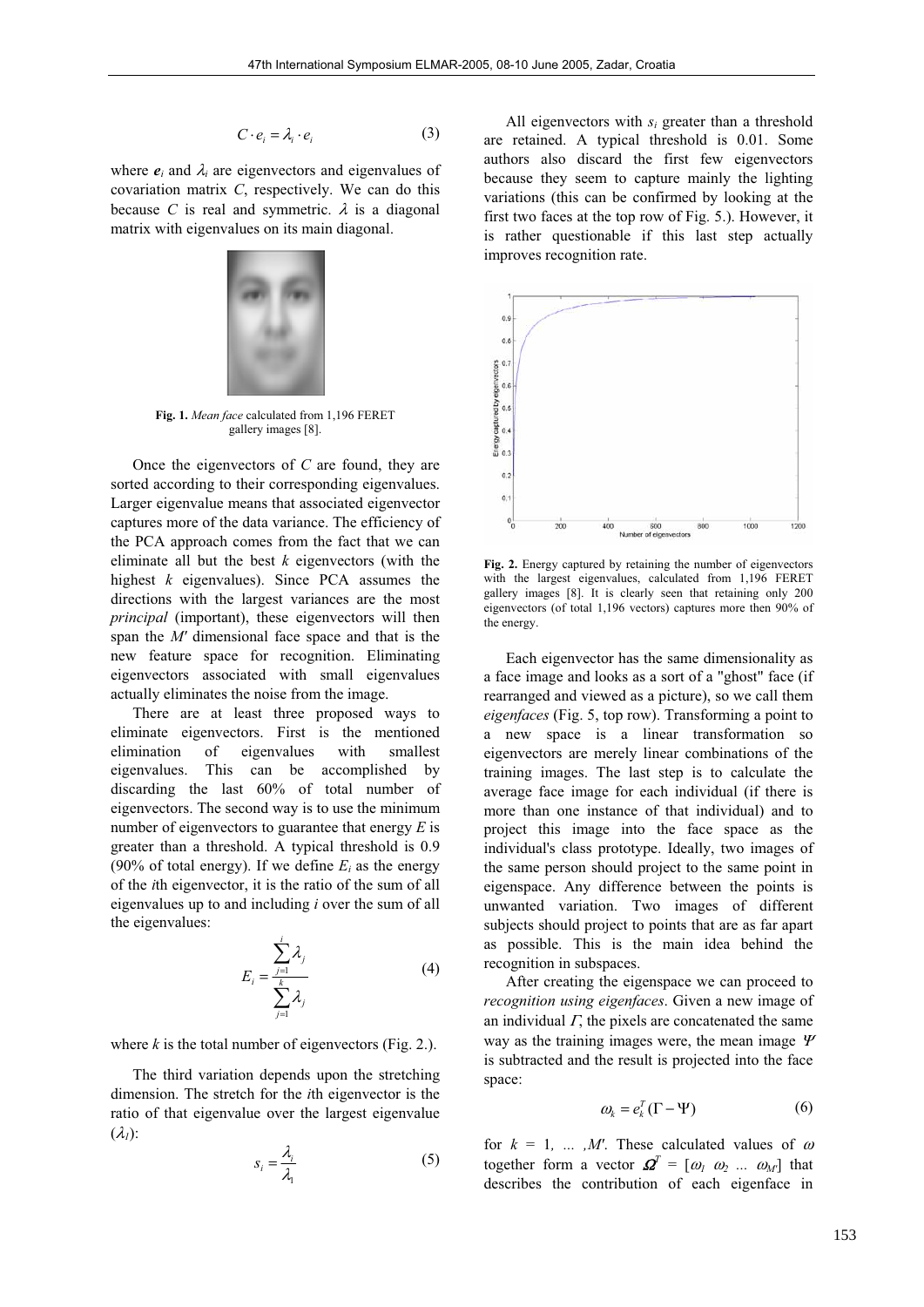$$C \cdot e_i = \lambda_i \cdot e_i \qquad (3)$$

where $e_i$ and $\lambda_i$ are eigenvectors and eigenvalues of covariation matrix $C$, respectively. We can do this because $C$ is real and symmetric. $\lambda$ is a diagonal matrix with eigenvalues on its main diagonal.

**Fig. 1.** *Mean face* calculated from 1,196 FERET gallery images [8].

Once the eigenvectors of $C$ are found, they are sorted according to their corresponding eigenvalues. Larger eigenvalue means that associated eigenvector captures more of the data variance. The efficiency of the PCA approach comes from the fact that we can eliminate all but the best $k$ eigenvectors (with the highest $k$ eigenvalues). Since PCA assumes the directions with the largest variances are the most *principal* (important), these eigenvectors will then span the $M'$ dimensional face space and that is the new feature space for recognition. Eliminating eigenvectors associated with small eigenvalues actually eliminates the noise from the image.

There are at least three proposed ways to eliminate eigenvectors. First is the mentioned elimination of eigenvalues with smallest eigenvalues. This can be accomplished by discarding the last 60% of total number of eigenvectors. The second way is to use the minimum number of eigenvectors to guarantee that energy $E$ is greater than a threshold. A typical threshold is 0.9 (90% of total energy). If we define $E_i$ as the energy of the $i$th eigenvector, it is the ratio of the sum of all eigenvalues up to and including $i$ over the sum of all the eigenvalues:

$$E_i = \frac{\sum_{j=1}^{i} \lambda_j}{\sum_{j=1}^{k} \lambda_j} \qquad (4)$$

where $k$ is the total number of eigenvectors (Fig. 2.).

The third variation depends upon the stretching dimension. The stretch for the $i$th eigenvector is the ratio of that eigenvalue over the largest eigenvalue ($\lambda_1$):

$$s_i = \frac{\lambda_i}{\lambda_1} \qquad (5)$$

All eigenvectors with $s_i$ greater than a threshold are retained. A typical threshold is 0.01. Some authors also discard the first few eigenvectors because they seem to capture mainly the lighting variations (this can be confirmed by looking at the first two faces at the top row of Fig. 5.). However, it is rather questionable if this last step actually improves recognition rate.

**Fig. 2.** Energy captured by retaining the number of eigenvectors with the largest eigenvalues, calculated from 1,196 FERET gallery images [8]. It is clearly seen that retaining only 200 eigenvectors (of total 1,196 vectors) captures more then 90% of the energy.

Each eigenvector has the same dimensionality as a face image and looks as a sort of a "ghost" face (if rearranged and viewed as a picture), so we call them *eigenfaces* (Fig. 5, top row). Transforming a point to a new space is a linear transformation so eigenvectors are merely linear combinations of the training images. The last step is to calculate the average face image for each individual (if there is more than one instance of that individual) and to project this image into the face space as the individual's class prototype. Ideally, two images of the same person should project to the same point in eigenspace. Any difference between the points is unwanted variation. Two images of different subjects should project to points that are as far apart as possible. This is the main idea behind the recognition in subspaces.

After creating the eigenspace we can proceed to *recognition using eigenfaces*. Given a new image of an individual $\Gamma$, the pixels are concatenated the same way as the training images were, the mean image $\Psi$ is subtracted and the result is projected into the face space:

$$\omega_k = e_k^T (\Gamma - \Psi) \qquad (6)$$

for $k = 1, \ldots, M'$. These calculated values of $\omega$ together form a vector $\Omega^T = [\omega_1 \ \omega_2 \ \ldots \ \omega_{M'}]$ that describes the contribution of each eigenface in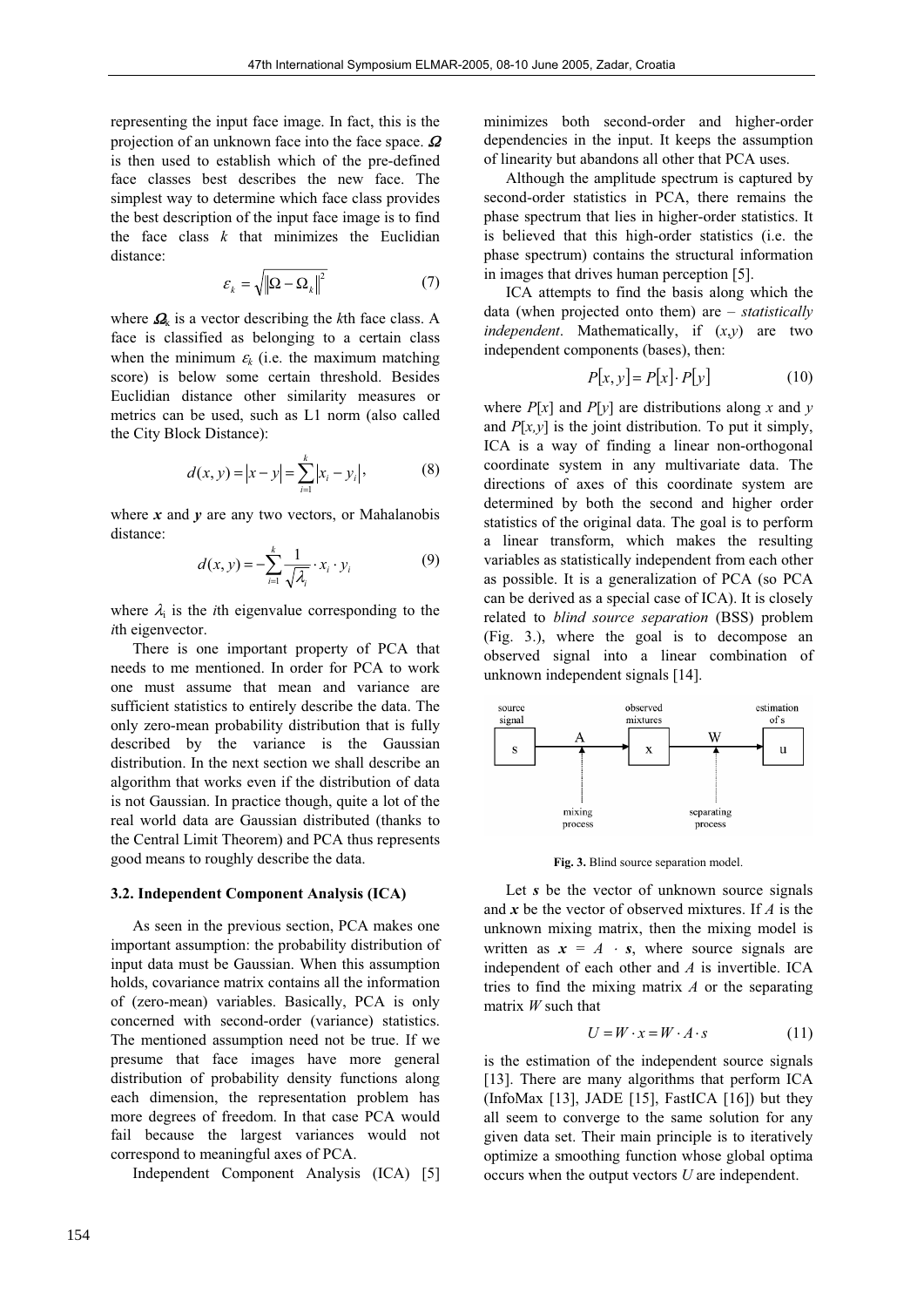representing the input face image. In fact, this is the projection of an unknown face into the face space. $\boldsymbol{\Omega}$ is then used to establish which of the pre-defined face classes best describes the new face. The simplest way to determine which face class provides the best description of the input face image is to find the face class $k$ that minimizes the Euclidian distance:

$$\varepsilon_k = \sqrt{\left\|\Omega - \Omega_k\right\|^2} \tag{7}$$

where $\boldsymbol{\Omega}_k$ is a vector describing the $k$th face class. A face is classified as belonging to a certain class when the minimum $\varepsilon_k$ (i.e. the maximum matching score) is below some certain threshold. Besides Euclidian distance other similarity measures or metrics can be used, such as L1 norm (also called the City Block Distance):

$$d(x,y) = |x - y| = \sum_{i=1}^{k} |x_i - y_i|, \tag{8}$$

where $\boldsymbol{x}$ and $\boldsymbol{y}$ are any two vectors, or Mahalanobis distance:

$$d(x,y) = -\sum_{i=1}^{k} \frac{1}{\sqrt{\lambda_i}} \cdot x_i \cdot y_i \tag{9}$$

where $\lambda_i$ is the $i$th eigenvalue corresponding to the $i$th eigenvector.

There is one important property of PCA that needs to me mentioned. In order for PCA to work one must assume that mean and variance are sufficient statistics to entirely describe the data. The only zero-mean probability distribution that is fully described by the variance is the Gaussian distribution. In the next section we shall describe an algorithm that works even if the distribution of data is not Gaussian. In practice though, quite a lot of the real world data are Gaussian distributed (thanks to the Central Limit Theorem) and PCA thus represents good means to roughly describe the data.

### 3.2. Independent Component Analysis (ICA)

As seen in the previous section, PCA makes one important assumption: the probability distribution of input data must be Gaussian. When this assumption holds, covariance matrix contains all the information of (zero-mean) variables. Basically, PCA is only concerned with second-order (variance) statistics. The mentioned assumption need not be true. If we presume that face images have more general distribution of probability density functions along each dimension, the representation problem has more degrees of freedom. In that case PCA would fail because the largest variances would not correspond to meaningful axes of PCA.

Independent Component Analysis (ICA) [5] minimizes both second-order and higher-order dependencies in the input. It keeps the assumption of linearity but abandons all other that PCA uses.

Although the amplitude spectrum is captured by second-order statistics in PCA, there remains the phase spectrum that lies in higher-order statistics. It is believed that this high-order statistics (i.e. the phase spectrum) contains the structural information in images that drives human perception [5].

ICA attempts to find the basis along which the data (when projected onto them) are – *statistically independent*. Mathematically, if $(x,y)$ are two independent components (bases), then:

$$P[x,y] = P[x] \cdot P[y] \tag{10}$$

where $P[x]$ and $P[y]$ are distributions along $x$ and $y$ and $P[x,y]$ is the joint distribution. To put it simply, ICA is a way of finding a linear non-orthogonal coordinate system in any multivariate data. The directions of axes of this coordinate system are determined by both the second and higher order statistics of the original data. The goal is to perform a linear transform, which makes the resulting variables as statistically independent from each other as possible. It is a generalization of PCA (so PCA can be derived as a special case of ICA). It is closely related to *blind source separation* (BSS) problem (Fig. 3.), where the goal is to decompose an observed signal into a linear combination of unknown independent signals [14].

**Fig. 3.** Blind source separation model.

Let $\boldsymbol{s}$ be the vector of unknown source signals and $\boldsymbol{x}$ be the vector of observed mixtures. If $A$ is the unknown mixing matrix, then the mixing model is written as $\boldsymbol{x} = A \cdot \boldsymbol{s}$, where source signals are independent of each other and $A$ is invertible. ICA tries to find the mixing matrix $A$ or the separating matrix $W$ such that

$$U = W \cdot x = W \cdot A \cdot s \tag{11}$$

is the estimation of the independent source signals [13]. There are many algorithms that perform ICA (InfoMax [13], JADE [15], FastICA [16]) but they all seem to converge to the same solution for any given data set. Their main principle is to iteratively optimize a smoothing function whose global optima occurs when the output vectors $U$ are independent.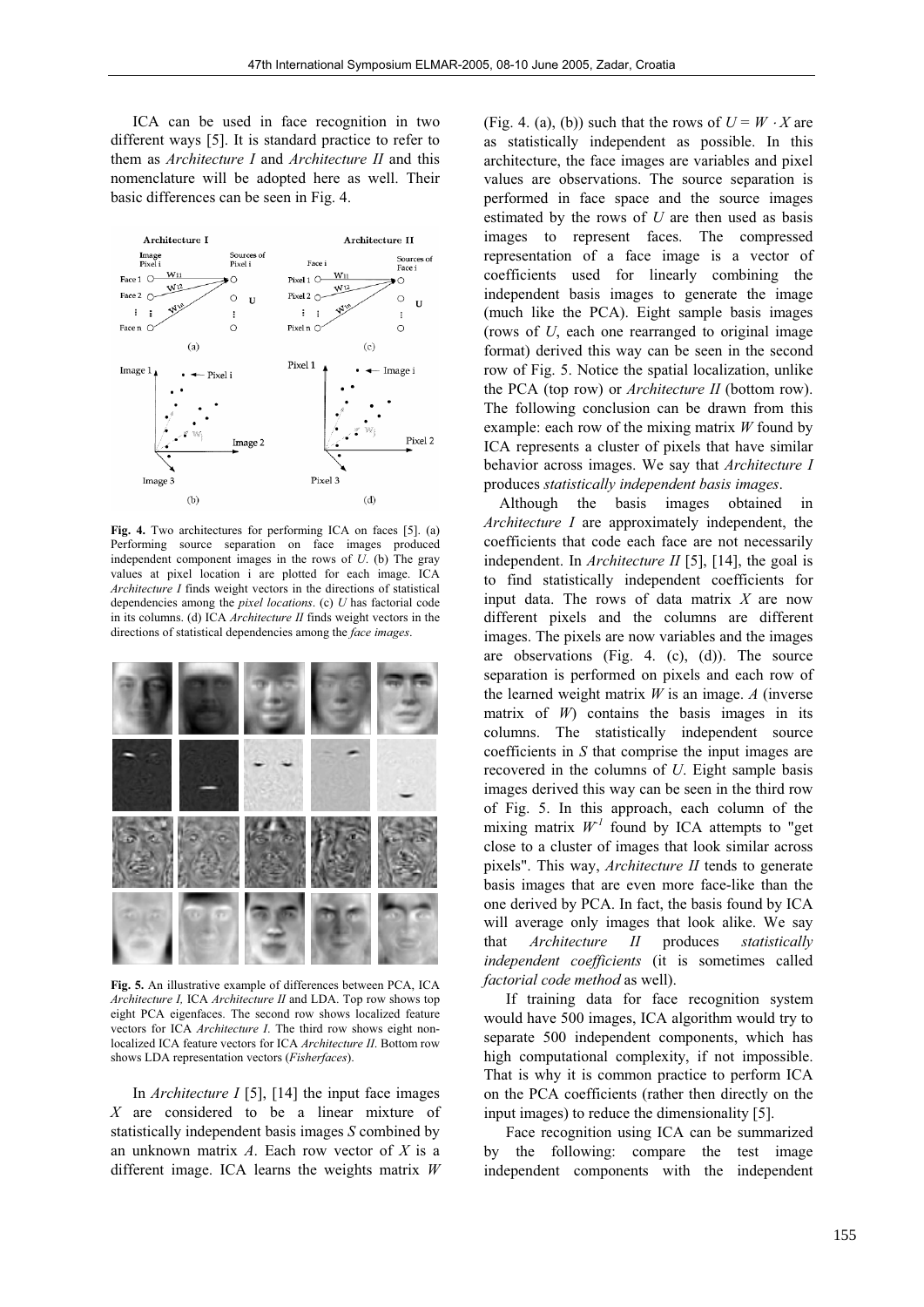ICA can be used in face recognition in two different ways [5]. It is standard practice to refer to them as *Architecture I* and *Architecture II* and this nomenclature will be adopted here as well. Their basic differences can be seen in Fig. 4.

**Fig. 4.** Two architectures for performing ICA on faces [5]. (a) Performing source separation on face images produced independent component images in the rows of *U*. (b) The gray values at pixel location i are plotted for each image. ICA *Architecture I* finds weight vectors in the directions of statistical dependencies among the *pixel locations*. (c) *U* has factorial code in its columns. (d) ICA *Architecture II* finds weight vectors in the directions of statistical dependencies among the *face images*.

**Fig. 5.** An illustrative example of differences between PCA, ICA *Architecture I,* ICA *Architecture II* and LDA. Top row shows top eight PCA eigenfaces. The second row shows localized feature vectors for ICA *Architecture I*. The third row shows eight non-localized ICA feature vectors for ICA *Architecture II*. Bottom row shows LDA representation vectors (*Fisherfaces*).

In *Architecture I* [5], [14] the input face images $X$ are considered to be a linear mixture of statistically independent basis images $S$ combined by an unknown matrix $A$. Each row vector of $X$ is a different image. ICA learns the weights matrix $W$ (Fig. 4. (a), (b)) such that the rows of $U = W \cdot X$ are as statistically independent as possible. In this architecture, the face images are variables and pixel values are observations. The source separation is performed in face space and the source images estimated by the rows of $U$ are then used as basis images to represent faces. The compressed representation of a face image is a vector of coefficients used for linearly combining the independent basis images to generate the image (much like the PCA). Eight sample basis images (rows of $U$, each one rearranged to original image format) derived this way can be seen in the second row of Fig. 5. Notice the spatial localization, unlike the PCA (top row) or *Architecture II* (bottom row). The following conclusion can be drawn from this example: each row of the mixing matrix $W$ found by ICA represents a cluster of pixels that have similar behavior across images. We say that *Architecture I* produces *statistically independent basis images*.

Although the basis images obtained in *Architecture I* are approximately independent, the coefficients that code each face are not necessarily independent. In *Architecture II* [5], [14], the goal is to find statistically independent coefficients for input data. The rows of data matrix $X$ are now different pixels and the columns are different images. The pixels are now variables and the images are observations (Fig. 4. (c), (d)). The source separation is performed on pixels and each row of the learned weight matrix $W$ is an image. $A$ (inverse matrix of $W$) contains the basis images in its columns. The statistically independent source coefficients in $S$ that comprise the input images are recovered in the columns of $U$. Eight sample basis images derived this way can be seen in the third row of Fig. 5. In this approach, each column of the mixing matrix $W^{-1}$ found by ICA attempts to "get close to a cluster of images that look similar across pixels". This way, *Architecture II* tends to generate basis images that are even more face-like than the one derived by PCA. In fact, the basis found by ICA will average only images that look alike. We say that *Architecture II* produces *statistically independent coefficients* (it is sometimes called *factorial code method* as well).

If training data for face recognition system would have 500 images, ICA algorithm would try to separate 500 independent components, which has high computational complexity, if not impossible. That is why it is common practice to perform ICA on the PCA coefficients (rather then directly on the input images) to reduce the dimensionality [5].

Face recognition using ICA can be summarized by the following: compare the test image independent components with the independent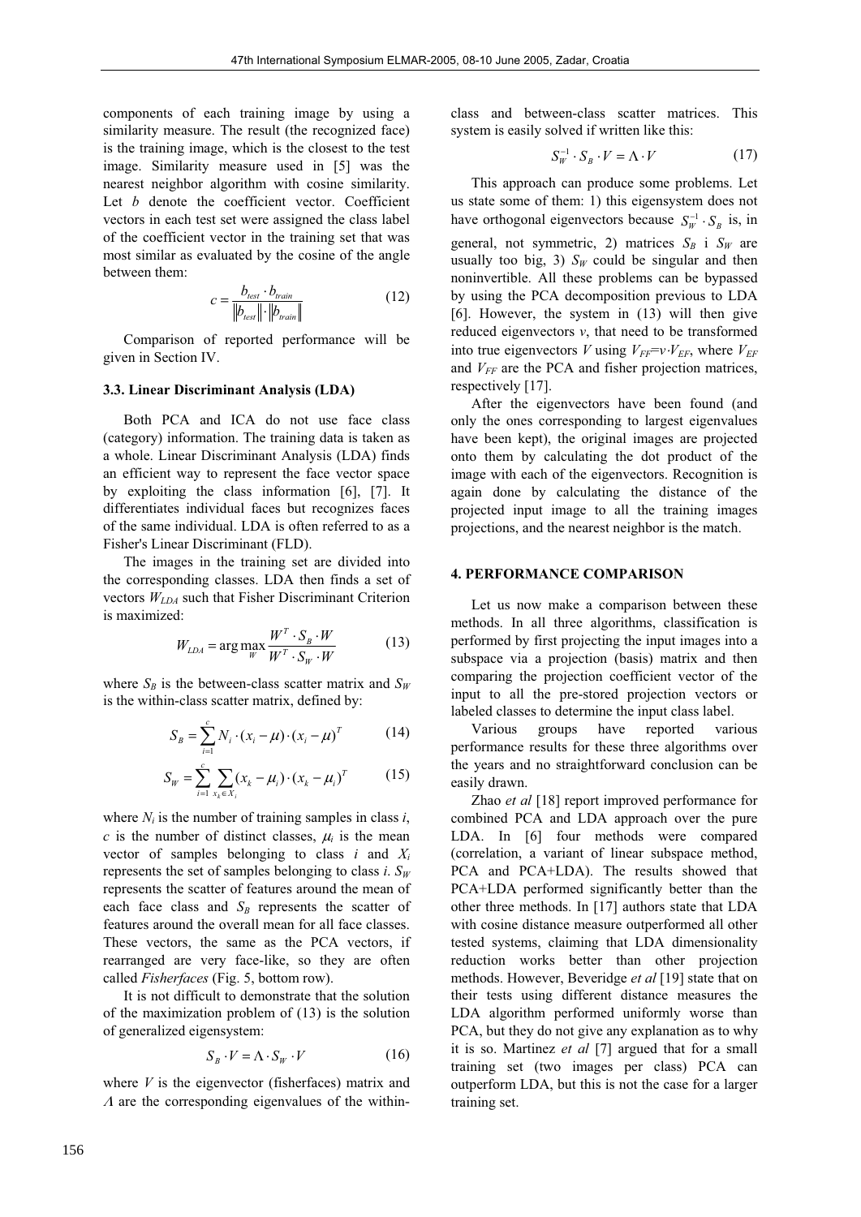components of each training image by using a similarity measure. The result (the recognized face) is the training image, which is the closest to the test image. Similarity measure used in [5] was the nearest neighbor algorithm with cosine similarity. Let $b$ denote the coefficient vector. Coefficient vectors in each test set were assigned the class label of the coefficient vector in the training set that was most similar as evaluated by the cosine of the angle between them:

$$c = \frac{b_{test} \cdot b_{train}}{\|b_{test}\| \cdot \|b_{train}\|} \tag{12}$$

Comparison of reported performance will be given in Section IV.

### 3.3. Linear Discriminant Analysis (LDA)

Both PCA and ICA do not use face class (category) information. The training data is taken as a whole. Linear Discriminant Analysis (LDA) finds an efficient way to represent the face vector space by exploiting the class information [6], [7]. It differentiates individual faces but recognizes faces of the same individual. LDA is often referred to as a Fisher's Linear Discriminant (FLD).

The images in the training set are divided into the corresponding classes. LDA then finds a set of vectors $W_{LDA}$ such that Fisher Discriminant Criterion is maximized:

$$W_{LDA} = \arg\max_{W} \frac{W^T \cdot S_B \cdot W}{W^T \cdot S_W \cdot W} \tag{13}$$

where $S_B$ is the between-class scatter matrix and $S_W$ is the within-class scatter matrix, defined by:

$$S_B = \sum_{i=1}^{c} N_i \cdot (x_i - \mu) \cdot (x_i - \mu)^T \tag{14}$$

$$S_W = \sum_{i=1}^{c} \sum_{x_k \in X_i} (x_k - \mu_i) \cdot (x_k - \mu_i)^T \tag{15}$$

where $N_i$ is the number of training samples in class $i$, $c$ is the number of distinct classes, $\mu_i$ is the mean vector of samples belonging to class $i$ and $X_i$ represents the set of samples belonging to class $i$. $S_W$ represents the scatter of features around the mean of each face class and $S_B$ represents the scatter of features around the overall mean for all face classes. These vectors, the same as the PCA vectors, if rearranged are very face-like, so they are often called *Fisherfaces* (Fig. 5, bottom row).

It is not difficult to demonstrate that the solution of the maximization problem of (13) is the solution of generalized eigensystem:

$$S_B \cdot V = \Lambda \cdot S_W \cdot V \tag{16}$$

where $V$ is the eigenvector (fisherfaces) matrix and $\Lambda$ are the corresponding eigenvalues of the within-class and between-class scatter matrices. This system is easily solved if written like this:

$$S_W^{-1} \cdot S_B \cdot V = \Lambda \cdot V \tag{17}$$

This approach can produce some problems. Let us state some of them: 1) this eigensystem does not have orthogonal eigenvectors because $S_W^{-1} \cdot S_B$ is, in general, not symmetric, 2) matrices $S_B$ i $S_W$ are usually too big, 3) $S_W$ could be singular and then noninvertible. All these problems can be bypassed by using the PCA decomposition previous to LDA [6]. However, the system in (13) will then give reduced eigenvectors $v$, that need to be transformed into true eigenvectors $V$ using $V_{FF}=v \cdot V_{EF}$, where $V_{EF}$ and $V_{FF}$ are the PCA and fisher projection matrices, respectively [17].

After the eigenvectors have been found (and only the ones corresponding to largest eigenvalues have been kept), the original images are projected onto them by calculating the dot product of the image with each of the eigenvectors. Recognition is again done by calculating the distance of the projected input image to all the training images projections, and the nearest neighbor is the match.

## 4. PERFORMANCE COMPARISON

Let us now make a comparison between these methods. In all three algorithms, classification is performed by first projecting the input images into a subspace via a projection (basis) matrix and then comparing the projection coefficient vector of the input to all the pre-stored projection vectors or labeled classes to determine the input class label.

Various groups have reported various performance results for these three algorithms over the years and no straightforward conclusion can be easily drawn.

Zhao *et al* [18] report improved performance for combined PCA and LDA approach over the pure LDA. In [6] four methods were compared (correlation, a variant of linear subspace method, PCA and PCA+LDA). The results showed that PCA+LDA performed significantly better than the other three methods. In [17] authors state that LDA with cosine distance measure outperformed all other tested systems, claiming that LDA dimensionality reduction works better than other projection methods. However, Beveridge *et al* [19] state that on their tests using different distance measures the LDA algorithm performed uniformly worse than PCA, but they do not give any explanation as to why it is so. Martinez *et al* [7] argued that for a small training set (two images per class) PCA can outperform LDA, but this is not the case for a larger training set.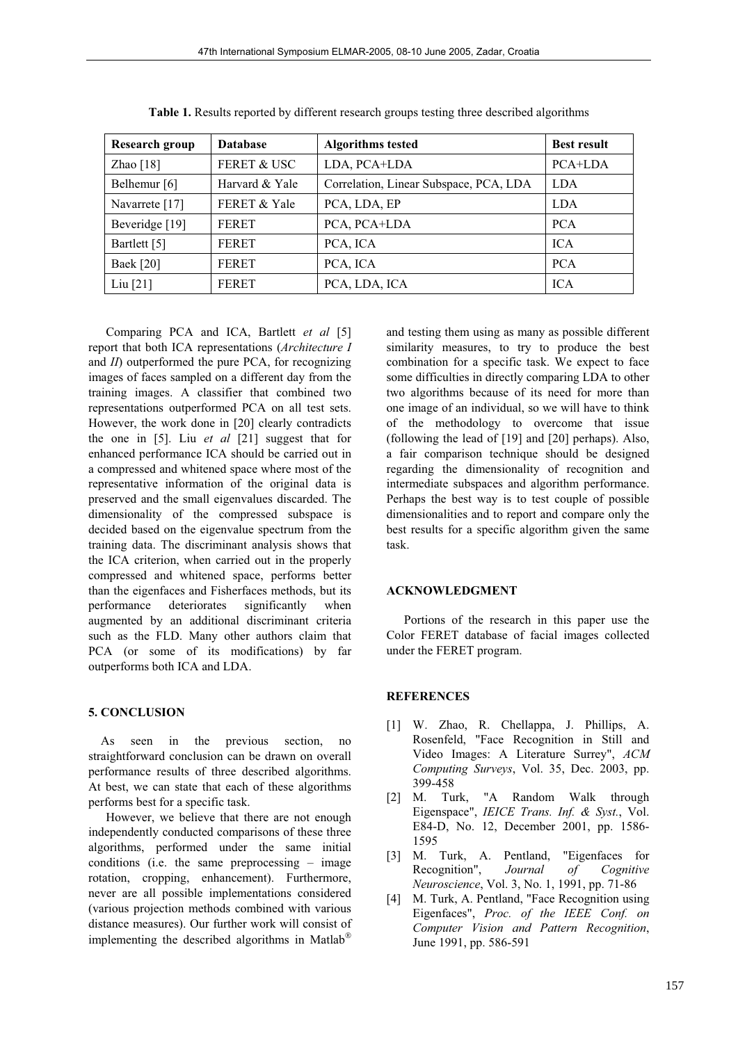**Table 1.** Results reported by different research groups testing three described algorithms

| Research group | Database | Algorithms tested | Best result |
|---|---|---|---|
| Zhao [18] | FERET & USC | LDA, PCA+LDA | PCA+LDA |
| Belhemur [6] | Harvard & Yale | Correlation, Linear Subspace, PCA, LDA | LDA |
| Navarrete [17] | FERET & Yale | PCA, LDA, EP | LDA |
| Beveridge [19] | FERET | PCA, PCA+LDA | PCA |
| Bartlett [5] | FERET | PCA, ICA | ICA |
| Baek [20] | FERET | PCA, ICA | PCA |
| Liu [21] | FERET | PCA, LDA, ICA | ICA |

Comparing PCA and ICA, Bartlett *et al* [5] report that both ICA representations (*Architecture I* and *II*) outperformed the pure PCA, for recognizing images of faces sampled on a different day from the training images. A classifier that combined two representations outperformed PCA on all test sets. However, the work done in [20] clearly contradicts the one in [5]. Liu *et al* [21] suggest that for enhanced performance ICA should be carried out in a compressed and whitened space where most of the representative information of the original data is preserved and the small eigenvalues discarded. The dimensionality of the compressed subspace is decided based on the eigenvalue spectrum from the training data. The discriminant analysis shows that the ICA criterion, when carried out in the properly compressed and whitened space, performs better than the eigenfaces and Fisherfaces methods, but its performance deteriorates significantly when augmented by an additional discriminant criteria such as the FLD. Many other authors claim that PCA (or some of its modifications) by far outperforms both ICA and LDA.

## 5. CONCLUSION

As seen in the previous section, no straightforward conclusion can be drawn on overall performance results of three described algorithms. At best, we can state that each of these algorithms performs best for a specific task.

However, we believe that there are not enough independently conducted comparisons of these three algorithms, performed under the same initial conditions (i.e. the same preprocessing – image rotation, cropping, enhancement). Furthermore, never are all possible implementations considered (various projection methods combined with various distance measures). Our further work will consist of implementing the described algorithms in Matlab® and testing them using as many as possible different similarity measures, to try to produce the best combination for a specific task. We expect to face some difficulties in directly comparing LDA to other two algorithms because of its need for more than one image of an individual, so we will have to think of the methodology to overcome that issue (following the lead of [19] and [20] perhaps). Also, a fair comparison technique should be designed regarding the dimensionality of recognition and intermediate subspaces and algorithm performance. Perhaps the best way is to test couple of possible dimensionalities and to report and compare only the best results for a specific algorithm given the same task.

## ACKNOWLEDGMENT

Portions of the research in this paper use the Color FERET database of facial images collected under the FERET program.

## REFERENCES

[1] W. Zhao, R. Chellappa, J. Phillips, A. Rosenfeld, "Face Recognition in Still and Video Images: A Literature Surrey", *ACM Computing Surveys*, Vol. 35, Dec. 2003, pp. 399-458

[2] M. Turk, "A Random Walk through Eigenspace", *IEICE Trans. Inf. & Syst.*, Vol. E84-D, No. 12, December 2001, pp. 1586-1595

[3] M. Turk, A. Pentland, "Eigenfaces for Recognition", *Journal of Cognitive Neuroscience*, Vol. 3, No. 1, 1991, pp. 71-86

[4] M. Turk, A. Pentland, "Face Recognition using Eigenfaces", *Proc. of the IEEE Conf. on Computer Vision and Pattern Recognition*, June 1991, pp. 586-591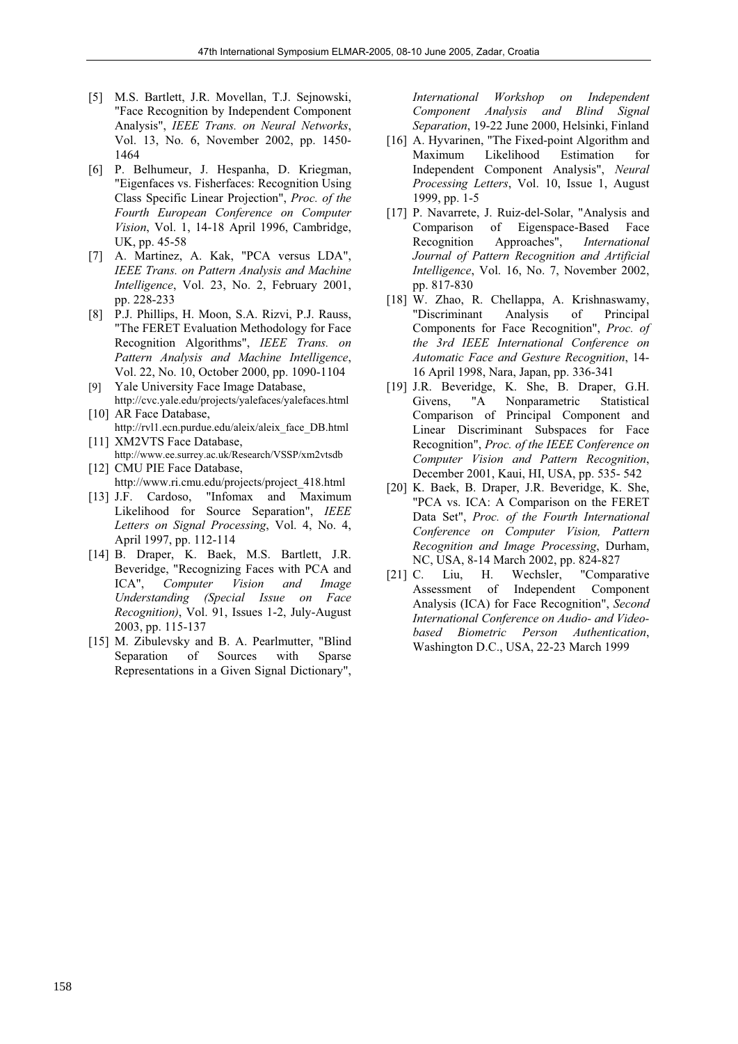[5] M.S. Bartlett, J.R. Movellan, T.J. Sejnowski, "Face Recognition by Independent Component Analysis", *IEEE Trans. on Neural Networks*, Vol. 13, No. 6, November 2002, pp. 1450-1464

[6] P. Belhumeur, J. Hespanha, D. Kriegman, "Eigenfaces vs. Fisherfaces: Recognition Using Class Specific Linear Projection", *Proc. of the Fourth European Conference on Computer Vision*, Vol. 1, 14-18 April 1996, Cambridge, UK, pp. 45-58

[7] A. Martinez, A. Kak, "PCA versus LDA", *IEEE Trans. on Pattern Analysis and Machine Intelligence*, Vol. 23, No. 2, February 2001, pp. 228-233

[8] P.J. Phillips, H. Moon, S.A. Rizvi, P.J. Rauss, "The FERET Evaluation Methodology for Face Recognition Algorithms", *IEEE Trans. on Pattern Analysis and Machine Intelligence*, Vol. 22, No. 10, October 2000, pp. 1090-1104

[9] Yale University Face Image Database, http://cvc.yale.edu/projects/yalefaces/yalefaces.html

[10] AR Face Database, http://rvl1.ecn.purdue.edu/aleix/aleix_face_DB.html

[11] XM2VTS Face Database, http://www.ee.surrey.ac.uk/Research/VSSP/xm2vtsdb

[12] CMU PIE Face Database, http://www.ri.cmu.edu/projects/project_418.html

[13] J.F. Cardoso, "Infomax and Maximum Likelihood for Source Separation", *IEEE Letters on Signal Processing*, Vol. 4, No. 4, April 1997, pp. 112-114

[14] B. Draper, K. Baek, M.S. Bartlett, J.R. Beveridge, "Recognizing Faces with PCA and ICA", *Computer Vision and Image Understanding (Special Issue on Face Recognition)*, Vol. 91, Issues 1-2, July-August 2003, pp. 115-137

[15] M. Zibulevsky and B. A. Pearlmutter, "Blind Separation of Sources with Sparse Representations in a Given Signal Dictionary", *International Workshop on Independent Component Analysis and Blind Signal Separation*, 19-22 June 2000, Helsinki, Finland

[16] A. Hyvarinen, "The Fixed-point Algorithm and Maximum Likelihood Estimation for Independent Component Analysis", *Neural Processing Letters*, Vol. 10, Issue 1, August 1999, pp. 1-5

[17] P. Navarrete, J. Ruiz-del-Solar, "Analysis and Comparison of Eigenspace-Based Face Recognition Approaches", *International Journal of Pattern Recognition and Artificial Intelligence*, Vol. 16, No. 7, November 2002, pp. 817-830

[18] W. Zhao, R. Chellappa, A. Krishnaswamy, "Discriminant Analysis of Principal Components for Face Recognition", *Proc. of the 3rd IEEE International Conference on Automatic Face and Gesture Recognition*, 14-16 April 1998, Nara, Japan, pp. 336-341

[19] J.R. Beveridge, K. She, B. Draper, G.H. Givens, "A Nonparametric Statistical Comparison of Principal Component and Linear Discriminant Subspaces for Face Recognition", *Proc. of the IEEE Conference on Computer Vision and Pattern Recognition*, December 2001, Kaui, HI, USA, pp. 535- 542

[20] K. Baek, B. Draper, J.R. Beveridge, K. She, "PCA vs. ICA: A Comparison on the FERET Data Set", *Proc. of the Fourth International Conference on Computer Vision, Pattern Recognition and Image Processing*, Durham, NC, USA, 8-14 March 2002, pp. 824-827

[21] C. Liu, H. Wechsler, "Comparative Assessment of Independent Component Analysis (ICA) for Face Recognition", *Second International Conference on Audio- and Video-based Biometric Person Authentication*, Washington D.C., USA, 22-23 March 1999